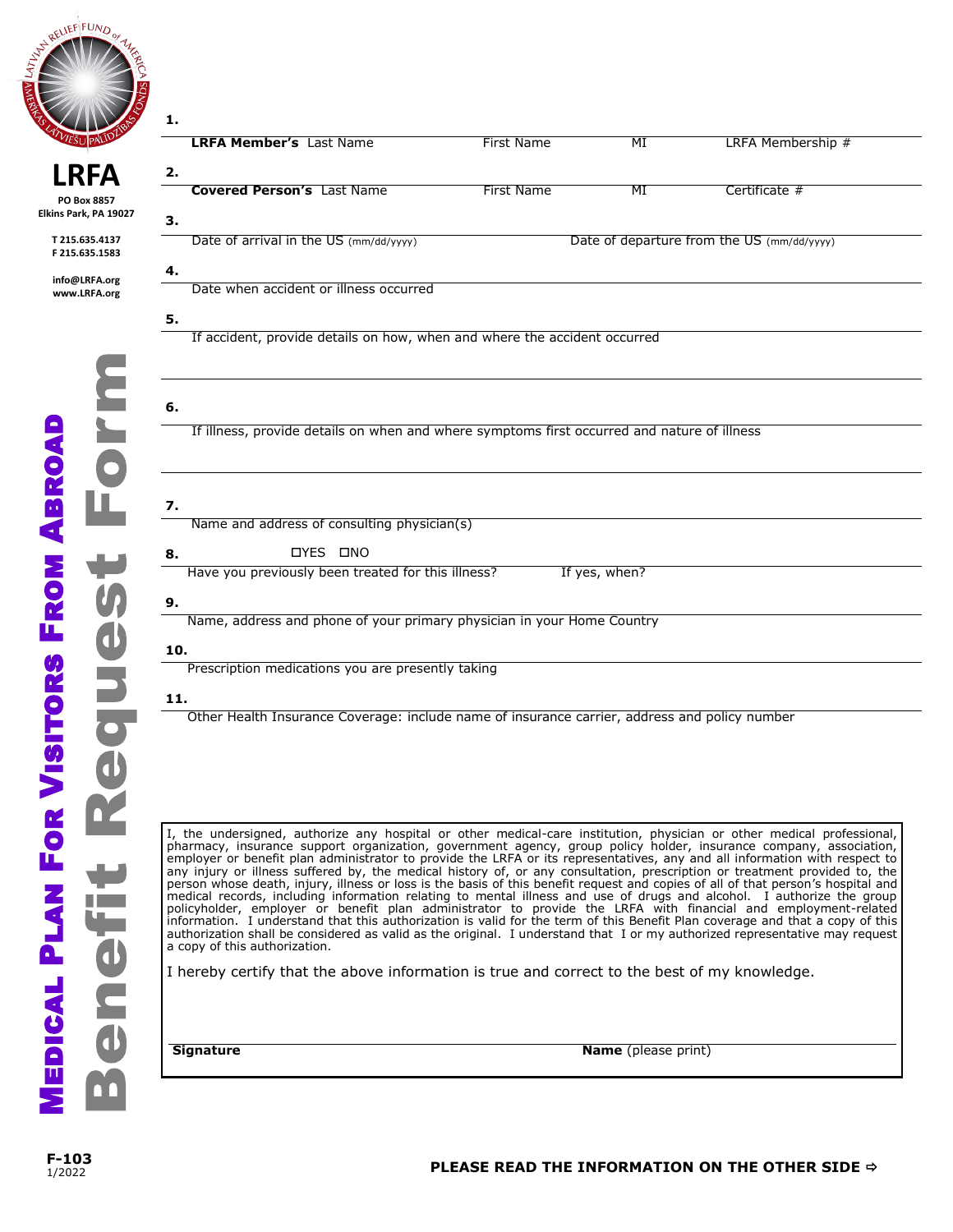LATVIAN RELIEF FUND of AMERICA – AMERIKAS LATVIEŠU PALĪDZĪBAS FONDS

# LRFA

PO Box 8857
Elkins Park, PA 19027

T 215.635.4137
F 215.635.1583

info@LRFA.org
www.LRFA.org

# Medical Plan For Visitors From Abroad

# Benefit Request Form

**1.**
**LRFA Member's** Last Name | First Name | MI | LRFA Membership #

**2.**
**Covered Person's** Last Name | First Name | MI | Certificate #

**3.**
Date of arrival in the US (mm/dd/yyyy) | Date of departure from the US (mm/dd/yyyy)

**4.**
Date when accident or illness occurred

**5.**
If accident, provide details on how, when and where the accident occurred

**6.**
If illness, provide details on when and where symptoms first occurred and nature of illness

**7.**
Name and address of consulting physician(s)

**8.** ☐YES ☐NO
Have you previously been treated for this illness? | If yes, when?

**9.**
Name, address and phone of your primary physician in your Home Country

**10.**
Prescription medications you are presently taking

**11.**
Other Health Insurance Coverage: include name of insurance carrier, address and policy number

I, the undersigned, authorize any hospital or other medical-care institution, physician or other medical professional, pharmacy, insurance support organization, government agency, group policy holder, insurance company, association, employer or benefit plan administrator to provide the LRFA or its representatives, any and all information with respect to any injury or illness suffered by, the medical history of, or any consultation, prescription or treatment provided to, the person whose death, injury, illness or loss is the basis of this benefit request and copies of all of that person's hospital and medical records, including information relating to mental illness and use of drugs and alcohol. I authorize the group policyholder, employer or benefit plan administrator to provide the LRFA with financial and employment-related information. I understand that this authorization is valid for the term of this Benefit Plan coverage and that a copy of this authorization shall be considered as valid as the original. I understand that I or my authorized representative may request a copy of this authorization.

I hereby certify that the above information is true and correct to the best of my knowledge.

**Signature** | **Name** (please print)

F-103
1/2022

**PLEASE READ THE INFORMATION ON THE OTHER SIDE ⇨**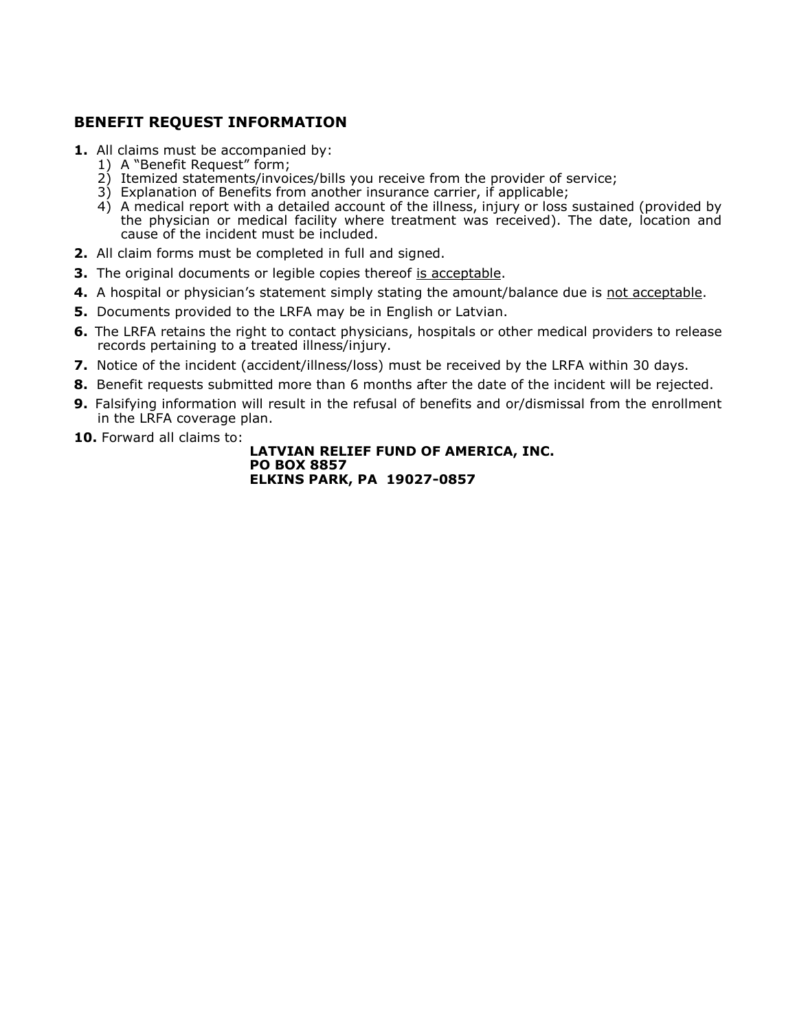## BENEFIT REQUEST INFORMATION

**1.** All claims must be accompanied by:
   1) A "Benefit Request" form;
   2) Itemized statements/invoices/bills you receive from the provider of service;
   3) Explanation of Benefits from another insurance carrier, if applicable;
   4) A medical report with a detailed account of the illness, injury or loss sustained (provided by the physician or medical facility where treatment was received). The date, location and cause of the incident must be included.

**2.** All claim forms must be completed in full and signed.

**3.** The original documents or legible copies thereof <u>is acceptable</u>.

**4.** A hospital or physician's statement simply stating the amount/balance due is <u>not acceptable</u>.

**5.** Documents provided to the LRFA may be in English or Latvian.

**6.** The LRFA retains the right to contact physicians, hospitals or other medical providers to release records pertaining to a treated illness/injury.

**7.** Notice of the incident (accident/illness/loss) must be received by the LRFA within 30 days.

**8.** Benefit requests submitted more than 6 months after the date of the incident will be rejected.

**9.** Falsifying information will result in the refusal of benefits and or/dismissal from the enrollment in the LRFA coverage plan.

**10.** Forward all claims to:

**LATVIAN RELIEF FUND OF AMERICA, INC.**
**PO BOX 8857**
**ELKINS PARK, PA 19027-0857**